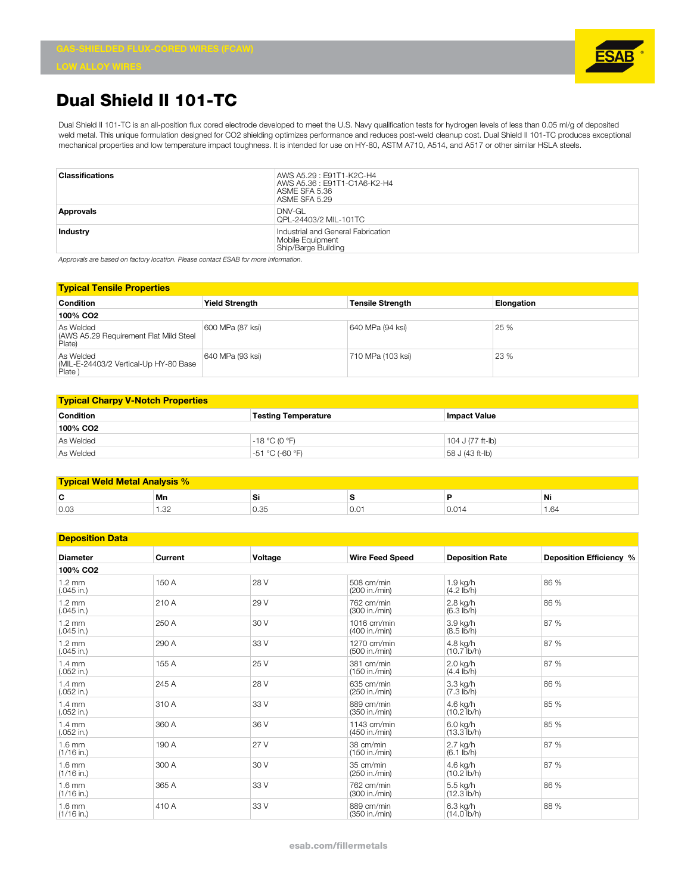GAS-SHIELDED FLUX-CORED WIRES (FCAW)

LOW ALLOY WIRES

# Dual Shield II 101-TC

Dual Shield II 101-TC is an all-position flux cored electrode developed to meet the U.S. Navy qualification tests for hydrogen levels of less than 0.05 ml/g of deposited weld metal. This unique formulation designed for CO2 shielding optimizes performance and reduces post-weld cleanup cost. Dual Shield II 101-TC produces exceptional mechanical properties and low temperature impact toughness. It is intended for use on HY-80, ASTM A710, A514, and A517 or other similar HSLA steels.

| | |
|---|---|
| **Classifications** | AWS A5.29 : E91T1-K2C-H4<br>AWS A5.36 : E91T1-C1A6-K2-H4<br>ASME SFA 5.36<br>ASME SFA 5.29 |
| **Approvals** | DNV-GL<br>QPL-24403/2 MIL-101TC |
| **Industry** | Industrial and General Fabrication<br>Mobile Equipment<br>Ship/Barge Building |

*Approvals are based on factory location. Please contact ESAB for more information.*

## Typical Tensile Properties

| Condition | Yield Strength | Tensile Strength | Elongation |
|---|---|---|---|
| **100% CO2** | | | |
| As Welded (AWS A5.29 Requirement Flat Mild Steel Plate) | 600 MPa (87 ksi) | 640 MPa (94 ksi) | 25 % |
| As Welded (MIL-E-24403/2 Vertical-Up HY-80 Base Plate ) | 640 MPa (93 ksi) | 710 MPa (103 ksi) | 23 % |

## Typical Charpy V-Notch Properties

| Condition | Testing Temperature | Impact Value |
|---|---|---|
| **100% CO2** | | |
| As Welded | -18 °C (0 °F) | 104 J (77 ft-lb) |
| As Welded | -51 °C (-60 °F) | 58 J (43 ft-lb) |

## Typical Weld Metal Analysis %

| C | Mn | Si | S | P | Ni |
|---|---|---|---|---|---|
| 0.03 | 1.32 | 0.35 | 0.01 | 0.014 | 1.64 |

## Deposition Data

| Diameter | Current | Voltage | Wire Feed Speed | Deposition Rate | Deposition Efficiency % |
|---|---|---|---|---|---|
| **100% CO2** | | | | | |
| 1.2 mm (.045 in.) | 150 A | 28 V | 508 cm/min (200 in./min) | 1.9 kg/h (4.2 lb/h) | 86 % |
| 1.2 mm (.045 in.) | 210 A | 29 V | 762 cm/min (300 in./min) | 2.8 kg/h (6.3 lb/h) | 86 % |
| 1.2 mm (.045 in.) | 250 A | 30 V | 1016 cm/min (400 in./min) | 3.9 kg/h (8.5 lb/h) | 87 % |
| 1.2 mm (.045 in.) | 290 A | 33 V | 1270 cm/min (500 in./min) | 4.8 kg/h (10.7 lb/h) | 87 % |
| 1.4 mm (.052 in.) | 155 A | 25 V | 381 cm/min (150 in./min) | 2.0 kg/h (4.4 lb/h) | 87 % |
| 1.4 mm (.052 in.) | 245 A | 28 V | 635 cm/min (250 in./min) | 3.3 kg/h (7.3 lb/h) | 86 % |
| 1.4 mm (.052 in.) | 310 A | 33 V | 889 cm/min (350 in./min) | 4.6 kg/h (10.2 lb/h) | 85 % |
| 1.4 mm (.052 in.) | 360 A | 36 V | 1143 cm/min (450 in./min) | 6.0 kg/h (13.3 lb/h) | 85 % |
| 1.6 mm (1/16 in.) | 190 A | 27 V | 38 cm/min (150 in./min) | 2.7 kg/h (6.1 lb/h) | 87 % |
| 1.6 mm (1/16 in.) | 300 A | 30 V | 35 cm/min (250 in./min) | 4.6 kg/h (10.2 lb/h) | 87 % |
| 1.6 mm (1/16 in.) | 365 A | 33 V | 762 cm/min (300 in./min) | 5.5 kg/h (12.3 lb/h) | 86 % |
| 1.6 mm (1/16 in.) | 410 A | 33 V | 889 cm/min (350 in./min) | 6.3 kg/h (14.0 lb/h) | 88 % |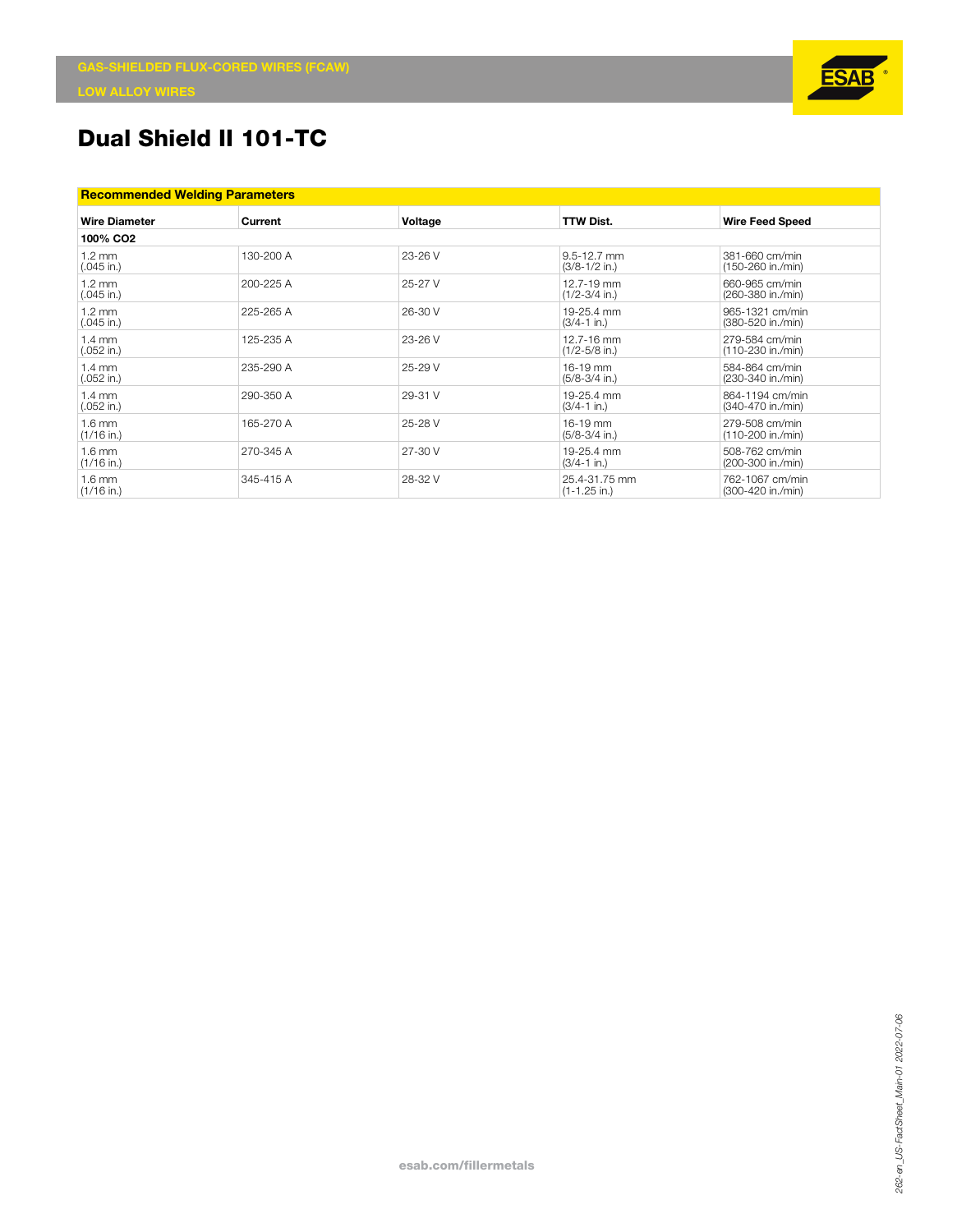# Dual Shield II 101-TC

| Recommended Welding Parameters | | | | |
|---|---|---|---|---|
| **Wire Diameter** | **Current** | **Voltage** | **TTW Dist.** | **Wire Feed Speed** |
| **100% CO2** | | | | |
| 1.2 mm (.045 in.) | 130-200 A | 23-26 V | 9.5-12.7 mm (3/8-1/2 in.) | 381-660 cm/min (150-260 in./min) |
| 1.2 mm (.045 in.) | 200-225 A | 25-27 V | 12.7-19 mm (1/2-3/4 in.) | 660-965 cm/min (260-380 in./min) |
| 1.2 mm (.045 in.) | 225-265 A | 26-30 V | 19-25.4 mm (3/4-1 in.) | 965-1321 cm/min (380-520 in./min) |
| 1.4 mm (.052 in.) | 125-235 A | 23-26 V | 12.7-16 mm (1/2-5/8 in.) | 279-584 cm/min (110-230 in./min) |
| 1.4 mm (.052 in.) | 235-290 A | 25-29 V | 16-19 mm (5/8-3/4 in.) | 584-864 cm/min (230-340 in./min) |
| 1.4 mm (.052 in.) | 290-350 A | 29-31 V | 19-25.4 mm (3/4-1 in.) | 864-1194 cm/min (340-470 in./min) |
| 1.6 mm (1/16 in.) | 165-270 A | 25-28 V | 16-19 mm (5/8-3/4 in.) | 279-508 cm/min (110-200 in./min) |
| 1.6 mm (1/16 in.) | 270-345 A | 27-30 V | 19-25.4 mm (3/4-1 in.) | 508-762 cm/min (200-300 in./min) |
| 1.6 mm (1/16 in.) | 345-415 A | 28-32 V | 25.4-31.75 mm (1-1.25 in.) | 762-1067 cm/min (300-420 in./min) |